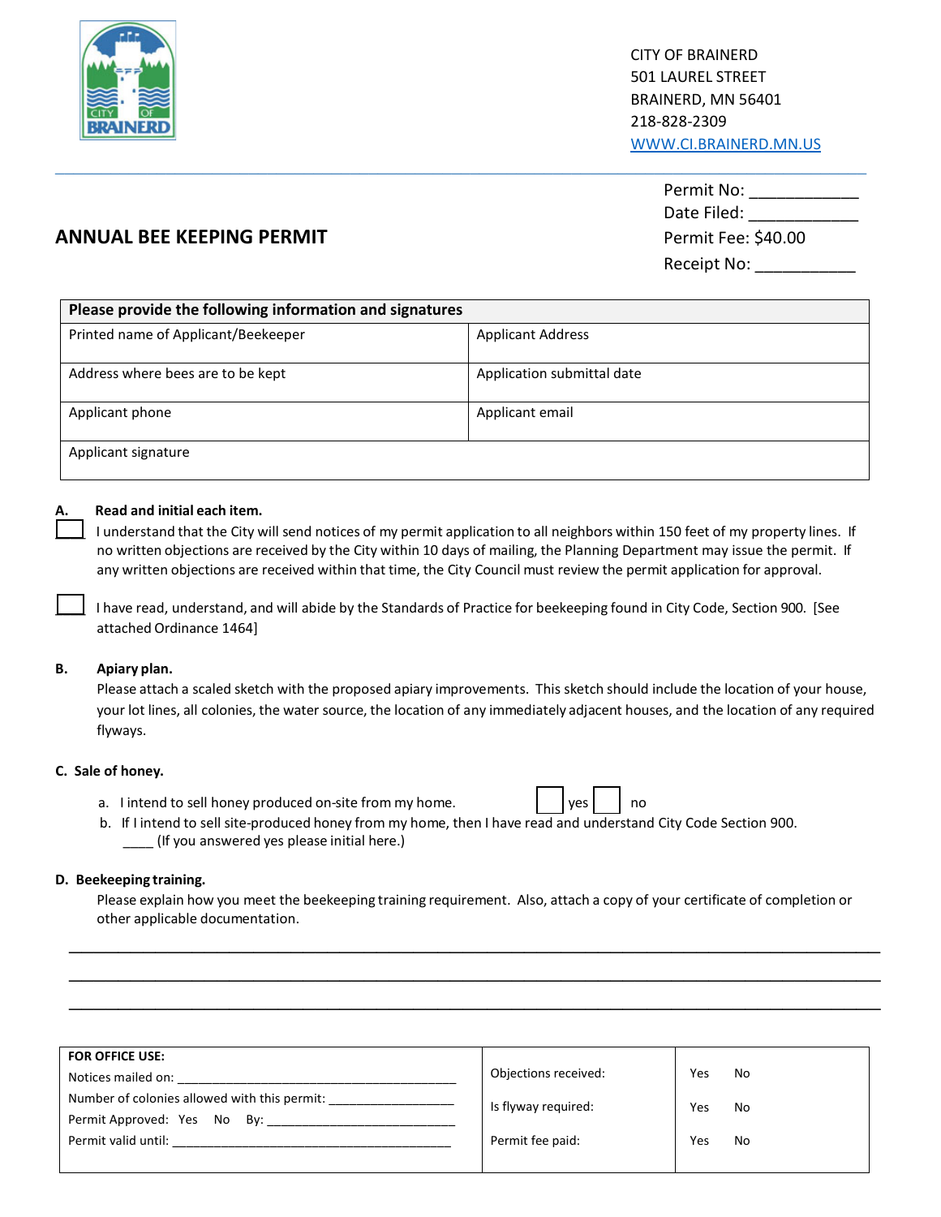CITY OF BRAINERD
501 LAUREL STREET
BRAINERD, MN 56401
218-828-2309
WWW.CI.BRAINERD.MN.US

Permit No: ___________
Date Filed: ___________
Permit Fee: $40.00
Receipt No: ___________

# ANNUAL BEE KEEPING PERMIT

| Please provide the following information and signatures | |
|---|---|
| Printed name of Applicant/Beekeeper | Applicant Address |
| Address where bees are to be kept | Application submittal date |
| Applicant phone | Applicant email |
| Applicant signature | |

**A. Read and initial each item.**

☐ I understand that the City will send notices of my permit application to all neighbors within 150 feet of my property lines. If no written objections are received by the City within 10 days of mailing, the Planning Department may issue the permit. If any written objections are received within that time, the City Council must review the permit application for approval.

☐ I have read, understand, and will abide by the Standards of Practice for beekeeping found in City Code, Section 900. [See attached Ordinance 1464]

**B. Apiary plan.**

Please attach a scaled sketch with the proposed apiary improvements. This sketch should include the location of your house, your lot lines, all colonies, the water source, the location of any immediately adjacent houses, and the location of any required flyways.

**C. Sale of honey.**

a. I intend to sell honey produced on-site from my home. ☐ yes ☐ no

b. If I intend to sell site-produced honey from my home, then I have read and understand City Code Section 900.
____ (If you answered yes please initial here.)

**D. Beekeeping training.**

Please explain how you meet the beekeeping training requirement. Also, attach a copy of your certificate of completion or other applicable documentation.

______________________________________________________________________________

______________________________________________________________________________

______________________________________________________________________________

| FOR OFFICE USE: | | |
|---|---|---|
| Notices mailed on: ________________________ | Objections received: | Yes No |
| Number of colonies allowed with this permit: __________ | Is flyway required: | Yes No |
| Permit Approved: Yes No By: ________________ | Permit fee paid: | Yes No |
| Permit valid until: ________________________ | | |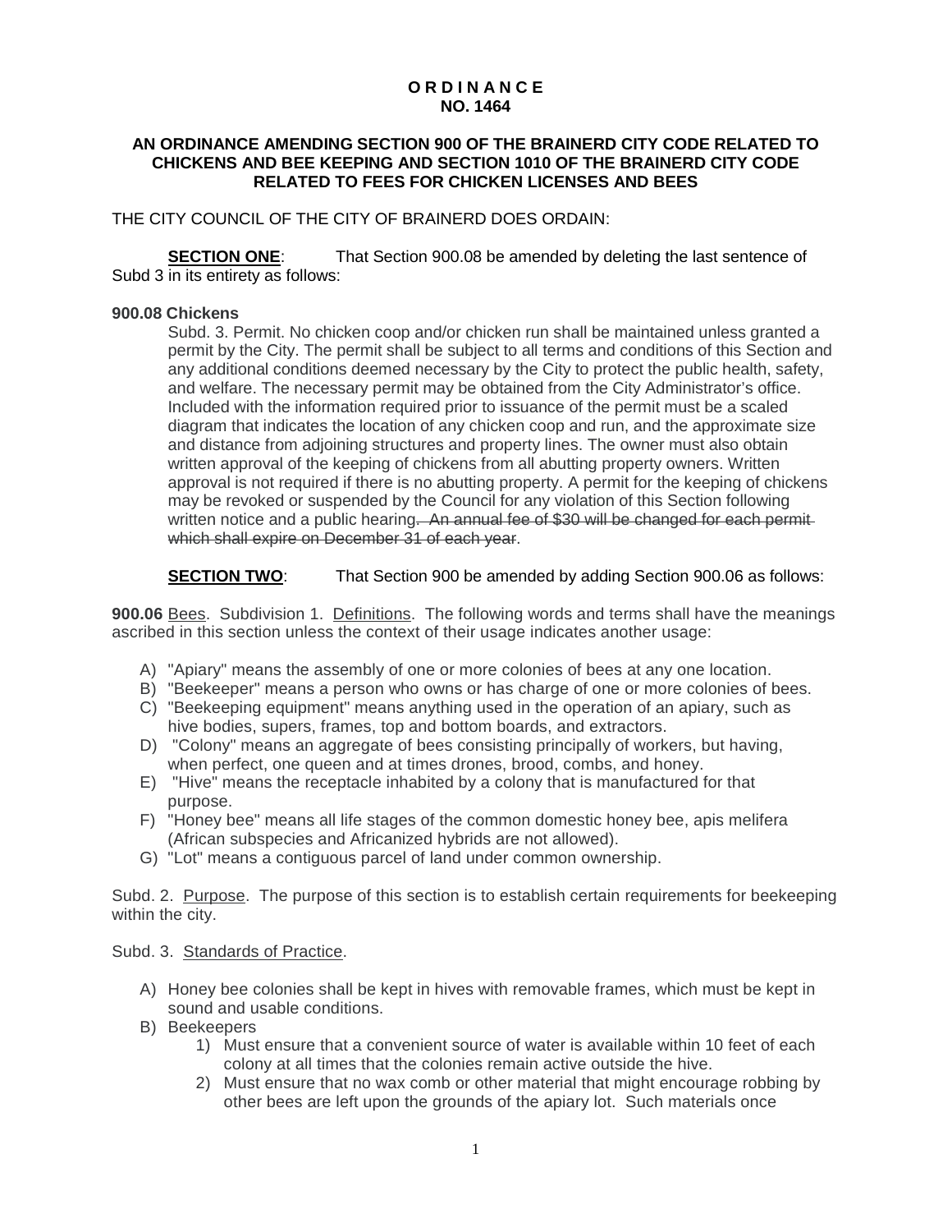**O R D I N A N C E**
**NO. 1464**

**AN ORDINANCE AMENDING SECTION 900 OF THE BRAINERD CITY CODE RELATED TO CHICKENS AND BEE KEEPING AND SECTION 1010 OF THE BRAINERD CITY CODE RELATED TO FEES FOR CHICKEN LICENSES AND BEES**

THE CITY COUNCIL OF THE CITY OF BRAINERD DOES ORDAIN:

**SECTION ONE**: That Section 900.08 be amended by deleting the last sentence of Subd 3 in its entirety as follows:

**900.08 Chickens**

Subd. 3. Permit. No chicken coop and/or chicken run shall be maintained unless granted a permit by the City. The permit shall be subject to all terms and conditions of this Section and any additional conditions deemed necessary by the City to protect the public health, safety, and welfare. The necessary permit may be obtained from the City Administrator's office. Included with the information required prior to issuance of the permit must be a scaled diagram that indicates the location of any chicken coop and run, and the approximate size and distance from adjoining structures and property lines. The owner must also obtain written approval of the keeping of chickens from all abutting property owners. Written approval is not required if there is no abutting property. A permit for the keeping of chickens may be revoked or suspended by the Council for any violation of this Section following written notice and a public hearing~~. An annual fee of $30 will be changed for each permit which shall expire on December 31 of each year~~.

**SECTION TWO**: That Section 900 be amended by adding Section 900.06 as follows:

**900.06** Bees. Subdivision 1. Definitions. The following words and terms shall have the meanings ascribed in this section unless the context of their usage indicates another usage:

A) "Apiary" means the assembly of one or more colonies of bees at any one location.
B) "Beekeeper" means a person who owns or has charge of one or more colonies of bees.
C) "Beekeeping equipment" means anything used in the operation of an apiary, such as hive bodies, supers, frames, top and bottom boards, and extractors.
D) "Colony" means an aggregate of bees consisting principally of workers, but having, when perfect, one queen and at times drones, brood, combs, and honey.
E) "Hive" means the receptacle inhabited by a colony that is manufactured for that purpose.
F) "Honey bee" means all life stages of the common domestic honey bee, apis melifera (African subspecies and Africanized hybrids are not allowed).
G) "Lot" means a contiguous parcel of land under common ownership.

Subd. 2. Purpose. The purpose of this section is to establish certain requirements for beekeeping within the city.

Subd. 3. Standards of Practice.

A) Honey bee colonies shall be kept in hives with removable frames, which must be kept in sound and usable conditions.
B) Beekeepers
   1) Must ensure that a convenient source of water is available within 10 feet of each colony at all times that the colonies remain active outside the hive.
   2) Must ensure that no wax comb or other material that might encourage robbing by other bees are left upon the grounds of the apiary lot. Such materials once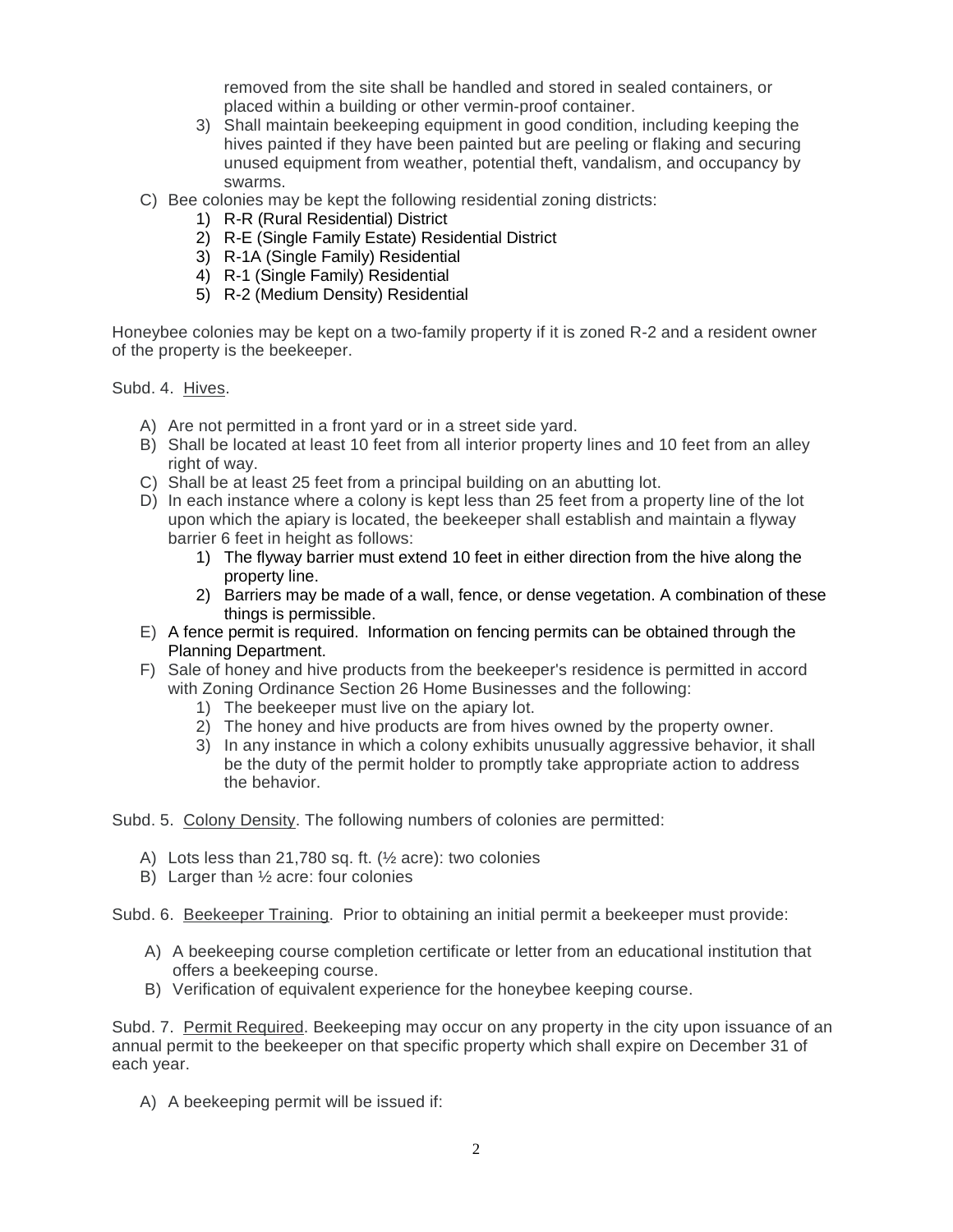removed from the site shall be handled and stored in sealed containers, or placed within a building or other vermin-proof container.

3) Shall maintain beekeeping equipment in good condition, including keeping the hives painted if they have been painted but are peeling or flaking and securing unused equipment from weather, potential theft, vandalism, and occupancy by swarms.

C) Bee colonies may be kept the following residential zoning districts:

1) R-R (Rural Residential) District
2) R-E (Single Family Estate) Residential District
3) R-1A (Single Family) Residential
4) R-1 (Single Family) Residential
5) R-2 (Medium Density) Residential

Honeybee colonies may be kept on a two-family property if it is zoned R-2 and a resident owner of the property is the beekeeper.

Subd. 4. Hives.

A) Are not permitted in a front yard or in a street side yard.
B) Shall be located at least 10 feet from all interior property lines and 10 feet from an alley right of way.
C) Shall be at least 25 feet from a principal building on an abutting lot.
D) In each instance where a colony is kept less than 25 feet from a property line of the lot upon which the apiary is located, the beekeeper shall establish and maintain a flyway barrier 6 feet in height as follows:
   1) The flyway barrier must extend 10 feet in either direction from the hive along the property line.
   2) Barriers may be made of a wall, fence, or dense vegetation. A combination of these things is permissible.
E) A fence permit is required. Information on fencing permits can be obtained through the Planning Department.
F) Sale of honey and hive products from the beekeeper's residence is permitted in accord with Zoning Ordinance Section 26 Home Businesses and the following:
   1) The beekeeper must live on the apiary lot.
   2) The honey and hive products are from hives owned by the property owner.
   3) In any instance in which a colony exhibits unusually aggressive behavior, it shall be the duty of the permit holder to promptly take appropriate action to address the behavior.

Subd. 5. Colony Density. The following numbers of colonies are permitted:

A) Lots less than 21,780 sq. ft. (½ acre): two colonies
B) Larger than ½ acre: four colonies

Subd. 6. Beekeeper Training. Prior to obtaining an initial permit a beekeeper must provide:

A) A beekeeping course completion certificate or letter from an educational institution that offers a beekeeping course.
B) Verification of equivalent experience for the honeybee keeping course.

Subd. 7. Permit Required. Beekeeping may occur on any property in the city upon issuance of an annual permit to the beekeeper on that specific property which shall expire on December 31 of each year.

A) A beekeeping permit will be issued if: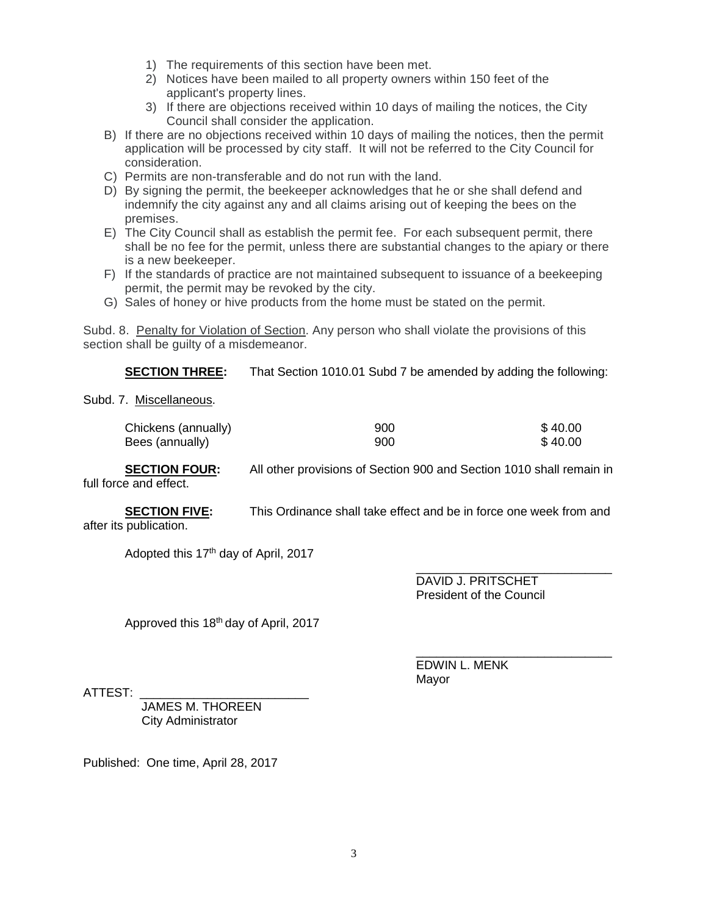1) The requirements of this section have been met.
2) Notices have been mailed to all property owners within 150 feet of the applicant's property lines.
3) If there are objections received within 10 days of mailing the notices, the City Council shall consider the application.

B) If there are no objections received within 10 days of mailing the notices, then the permit application will be processed by city staff. It will not be referred to the City Council for consideration.

C) Permits are non-transferable and do not run with the land.

D) By signing the permit, the beekeeper acknowledges that he or she shall defend and indemnify the city against any and all claims arising out of keeping the bees on the premises.

E) The City Council shall as establish the permit fee. For each subsequent permit, there shall be no fee for the permit, unless there are substantial changes to the apiary or there is a new beekeeper.

F) If the standards of practice are not maintained subsequent to issuance of a beekeeping permit, the permit may be revoked by the city.

G) Sales of honey or hive products from the home must be stated on the permit.

Subd. 8. Penalty for Violation of Section. Any person who shall violate the provisions of this section shall be guilty of a misdemeanor.

**SECTION THREE:** That Section 1010.01 Subd 7 be amended by adding the following:

Subd. 7. Miscellaneous.

| | | |
|---|---|---|
| Chickens (annually) | 900 | $ 40.00 |
| Bees (annually) | 900 | $ 40.00 |

**SECTION FOUR:** All other provisions of Section 900 and Section 1010 shall remain in full force and effect.

**SECTION FIVE:** This Ordinance shall take effect and be in force one week from and after its publication.

Adopted this 17th day of April, 2017

_____________________________
DAVID J. PRITSCHET
President of the Council

Approved this 18th day of April, 2017

_____________________________
EDWIN L. MENK
Mayor

ATTEST: _________________________
JAMES M. THOREEN
City Administrator

Published: One time, April 28, 2017